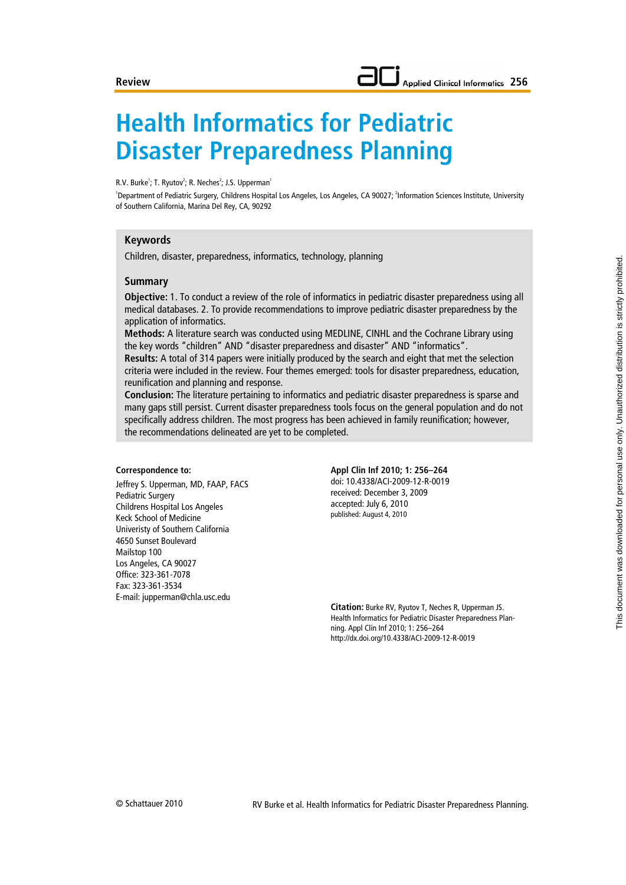Review

# Health Informatics for Pediatric Disaster Preparedness Planning

R.V. Burke[1]; T. Ryutov[2]; R. Neches[2]; J.S. Upperman[1]

[1]Department of Pediatric Surgery, Childrens Hospital Los Angeles, Los Angeles, CA 90027; [2]Information Sciences Institute, University of Southern California, Marina Del Rey, CA, 90292

## Keywords

Children, disaster, preparedness, informatics, technology, planning

## Summary

**Objective:** 1. To conduct a review of the role of informatics in pediatric disaster preparedness using all medical databases. 2. To provide recommendations to improve pediatric disaster preparedness by the application of informatics.

**Methods:** A literature search was conducted using MEDLINE, CINHL and the Cochrane Library using the key words "children" AND "disaster preparedness and disaster" AND "informatics".

**Results:** A total of 314 papers were initially produced by the search and eight that met the selection criteria were included in the review. Four themes emerged: tools for disaster preparedness, education, reunification and planning and response.

**Conclusion:** The literature pertaining to informatics and pediatric disaster preparedness is sparse and many gaps still persist. Current disaster preparedness tools focus on the general population and do not specifically address children. The most progress has been achieved in family reunification; however, the recommendations delineated are yet to be completed.

**Correspondence to:**

Jeffrey S. Upperman, MD, FAAP, FACS
Pediatric Surgery
Childrens Hospital Los Angeles
Keck School of Medicine
Univeristy of Southern California
4650 Sunset Boulevard
Mailstop 100
Los Angeles, CA 90027
Office: 323-361-7078
Fax: 323-361-3534
E-mail: jupperman@chla.usc.edu

**Appl Clin Inf 2010; 1: 256–264**
doi: 10.4338/ACI-2009-12-R-0019
received: December 3, 2009
accepted: July 6, 2010
published: August 4, 2010

**Citation:** Burke RV, Ryutov T, Neches R, Upperman JS. Health Informatics for Pediatric Disaster Preparedness Planning. Appl Clin Inf 2010; 1: 256–264
http://dx.doi.org/10.4338/ACI-2009-12-R-0019

© Schattauer 2010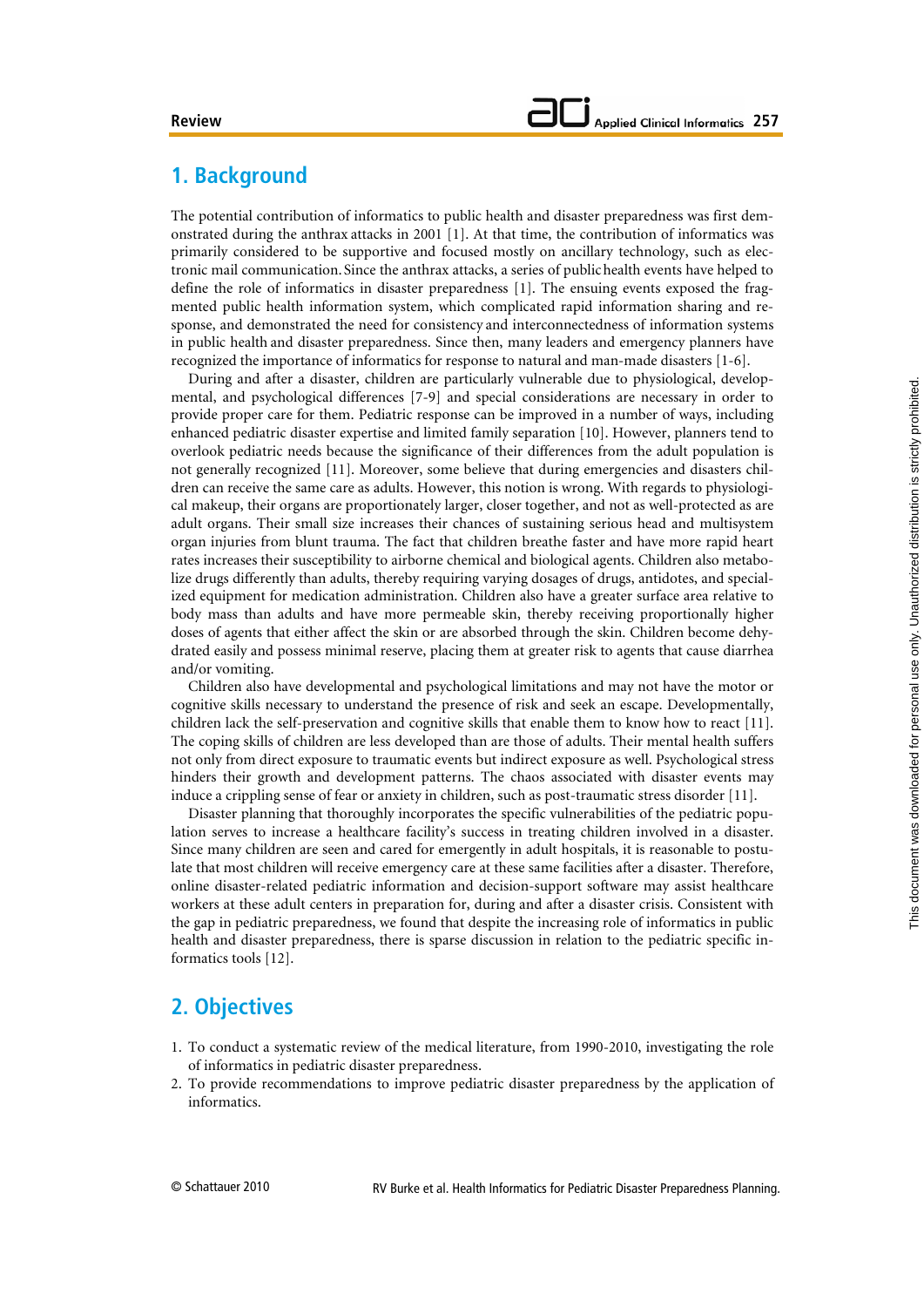## 1. Background

The potential contribution of informatics to public health and disaster preparedness was first demonstrated during the anthrax attacks in 2001 [1]. At that time, the contribution of informatics was primarily considered to be supportive and focused mostly on ancillary technology, such as electronic mail communication. Since the anthrax attacks, a series of public health events have helped to define the role of informatics in disaster preparedness [1]. The ensuing events exposed the fragmented public health information system, which complicated rapid information sharing and response, and demonstrated the need for consistency and interconnectedness of information systems in public health and disaster preparedness. Since then, many leaders and emergency planners have recognized the importance of informatics for response to natural and man-made disasters [1-6].

During and after a disaster, children are particularly vulnerable due to physiological, developmental, and psychological differences [7-9] and special considerations are necessary in order to provide proper care for them. Pediatric response can be improved in a number of ways, including enhanced pediatric disaster expertise and limited family separation [10]. However, planners tend to overlook pediatric needs because the significance of their differences from the adult population is not generally recognized [11]. Moreover, some believe that during emergencies and disasters children can receive the same care as adults. However, this notion is wrong. With regards to physiological makeup, their organs are proportionately larger, closer together, and not as well-protected as are adult organs. Their small size increases their chances of sustaining serious head and multisystem organ injuries from blunt trauma. The fact that children breathe faster and have more rapid heart rates increases their susceptibility to airborne chemical and biological agents. Children also metabolize drugs differently than adults, thereby requiring varying dosages of drugs, antidotes, and specialized equipment for medication administration. Children also have a greater surface area relative to body mass than adults and have more permeable skin, thereby receiving proportionally higher doses of agents that either affect the skin or are absorbed through the skin. Children become dehydrated easily and possess minimal reserve, placing them at greater risk to agents that cause diarrhea and/or vomiting.

Children also have developmental and psychological limitations and may not have the motor or cognitive skills necessary to understand the presence of risk and seek an escape. Developmentally, children lack the self-preservation and cognitive skills that enable them to know how to react [11]. The coping skills of children are less developed than are those of adults. Their mental health suffers not only from direct exposure to traumatic events but indirect exposure as well. Psychological stress hinders their growth and development patterns. The chaos associated with disaster events may induce a crippling sense of fear or anxiety in children, such as post-traumatic stress disorder [11].

Disaster planning that thoroughly incorporates the specific vulnerabilities of the pediatric population serves to increase a healthcare facility's success in treating children involved in a disaster. Since many children are seen and cared for emergently in adult hospitals, it is reasonable to postulate that most children will receive emergency care at these same facilities after a disaster. Therefore, online disaster-related pediatric information and decision-support software may assist healthcare workers at these adult centers in preparation for, during and after a disaster crisis. Consistent with the gap in pediatric preparedness, we found that despite the increasing role of informatics in public health and disaster preparedness, there is sparse discussion in relation to the pediatric specific informatics tools [12].

## 2. Objectives

1. To conduct a systematic review of the medical literature, from 1990-2010, investigating the role of informatics in pediatric disaster preparedness.
2. To provide recommendations to improve pediatric disaster preparedness by the application of informatics.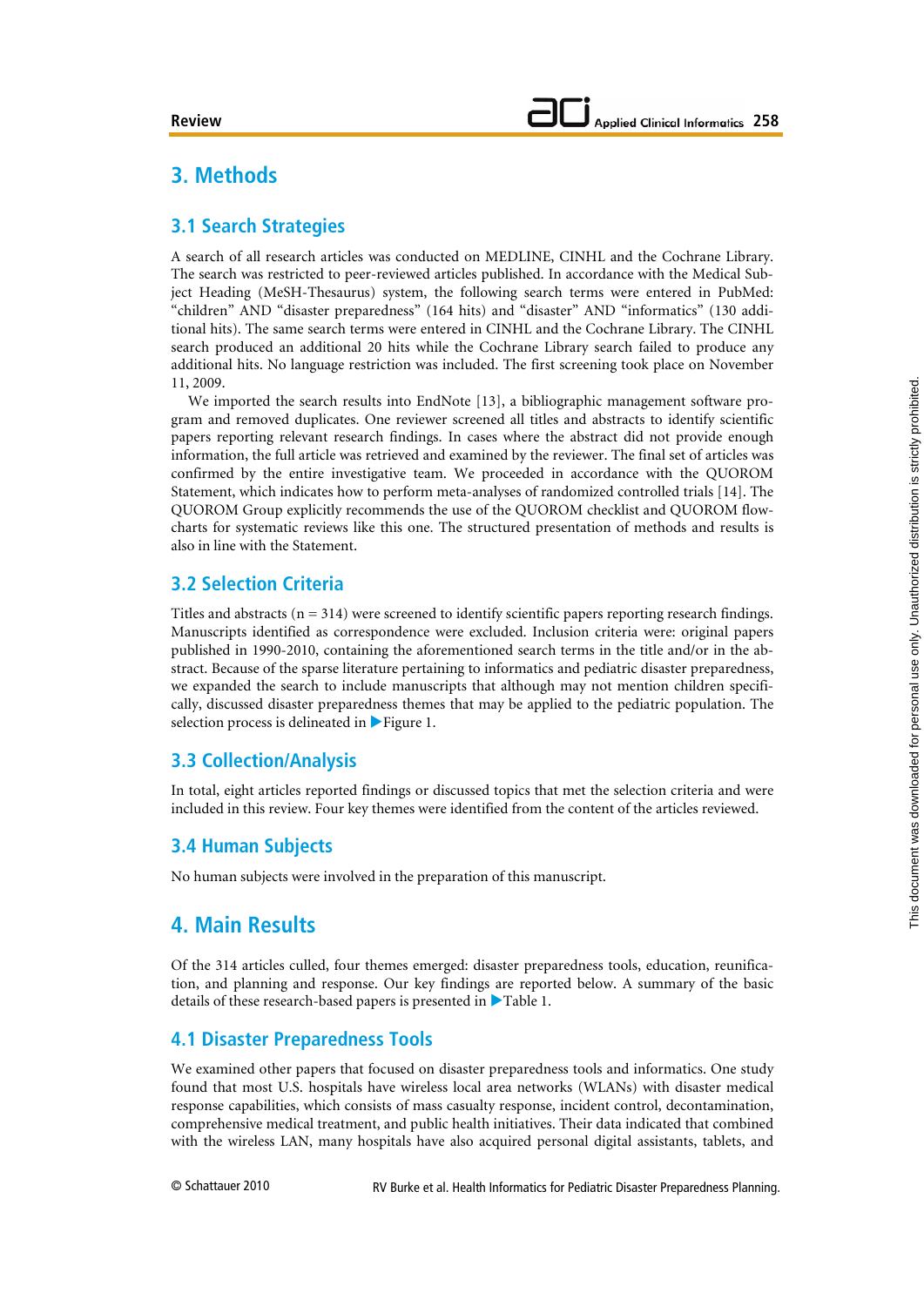# 3. Methods

## 3.1 Search Strategies

A search of all research articles was conducted on MEDLINE, CINHL and the Cochrane Library. The search was restricted to peer-reviewed articles published. In accordance with the Medical Subject Heading (MeSH-Thesaurus) system, the following search terms were entered in PubMed: "children" AND "disaster preparedness" (164 hits) and "disaster" AND "informatics" (130 additional hits). The same search terms were entered in CINHL and the Cochrane Library. The CINHL search produced an additional 20 hits while the Cochrane Library search failed to produce any additional hits. No language restriction was included. The first screening took place on November 11, 2009.

We imported the search results into EndNote [13], a bibliographic management software program and removed duplicates. One reviewer screened all titles and abstracts to identify scientific papers reporting relevant research findings. In cases where the abstract did not provide enough information, the full article was retrieved and examined by the reviewer. The final set of articles was confirmed by the entire investigative team. We proceeded in accordance with the QUOROM Statement, which indicates how to perform meta-analyses of randomized controlled trials [14]. The QUOROM Group explicitly recommends the use of the QUOROM checklist and QUOROM flowcharts for systematic reviews like this one. The structured presentation of methods and results is also in line with the Statement.

## 3.2 Selection Criteria

Titles and abstracts (n = 314) were screened to identify scientific papers reporting research findings. Manuscripts identified as correspondence were excluded. Inclusion criteria were: original papers published in 1990-2010, containing the aforementioned search terms in the title and/or in the abstract. Because of the sparse literature pertaining to informatics and pediatric disaster preparedness, we expanded the search to include manuscripts that although may not mention children specifically, discussed disaster preparedness themes that may be applied to the pediatric population. The selection process is delineated in ▶Figure 1.

## 3.3 Collection/Analysis

In total, eight articles reported findings or discussed topics that met the selection criteria and were included in this review. Four key themes were identified from the content of the articles reviewed.

## 3.4 Human Subjects

No human subjects were involved in the preparation of this manuscript.

# 4. Main Results

Of the 314 articles culled, four themes emerged: disaster preparedness tools, education, reunification, and planning and response. Our key findings are reported below. A summary of the basic details of these research-based papers is presented in ▶Table 1.

## 4.1 Disaster Preparedness Tools

We examined other papers that focused on disaster preparedness tools and informatics. One study found that most U.S. hospitals have wireless local area networks (WLANs) with disaster medical response capabilities, which consists of mass casualty response, incident control, decontamination, comprehensive medical treatment, and public health initiatives. Their data indicated that combined with the wireless LAN, many hospitals have also acquired personal digital assistants, tablets, and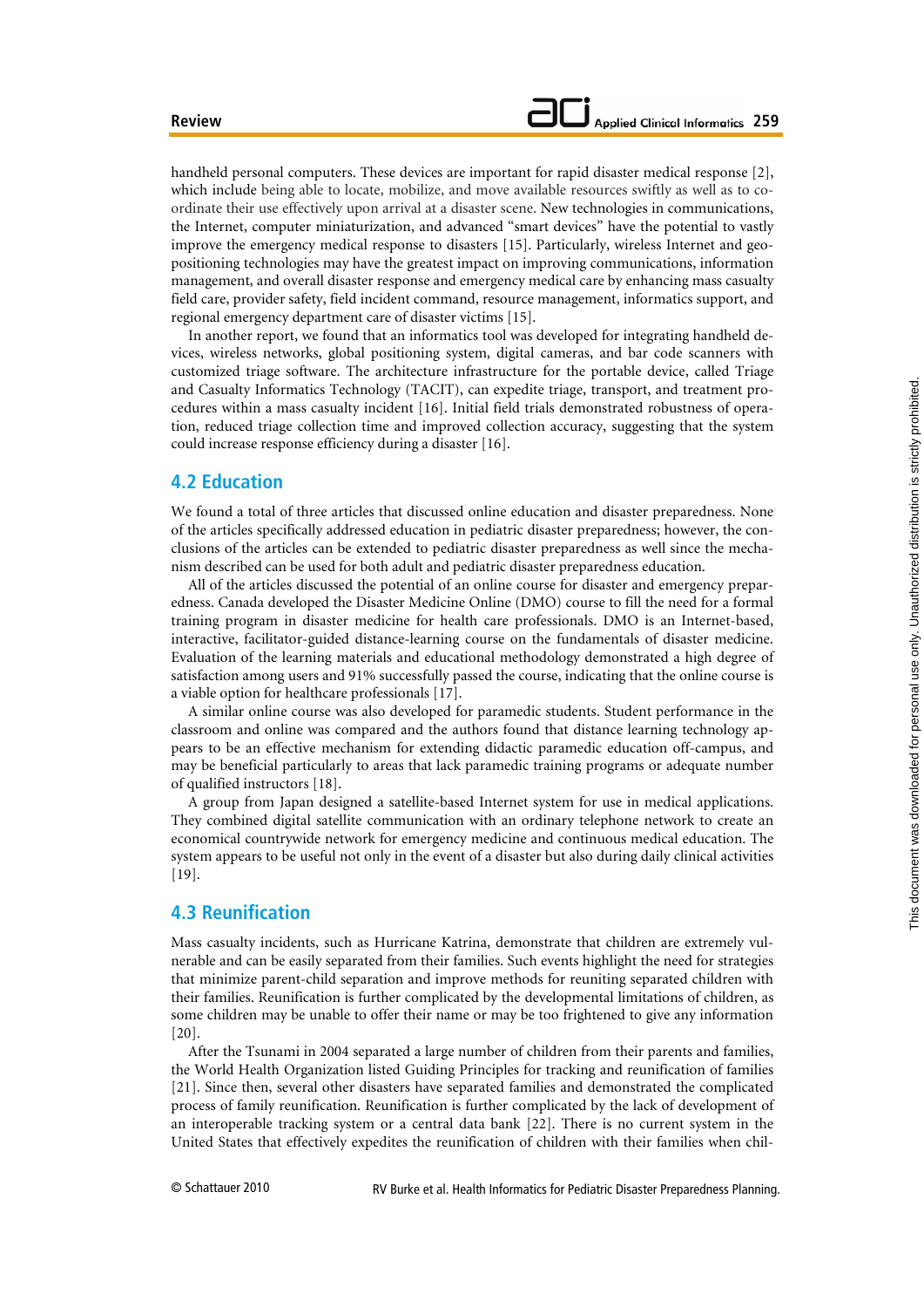handheld personal computers. These devices are important for rapid disaster medical response [2], which include being able to locate, mobilize, and move available resources swiftly as well as to coordinate their use effectively upon arrival at a disaster scene. New technologies in communications, the Internet, computer miniaturization, and advanced "smart devices" have the potential to vastly improve the emergency medical response to disasters [15]. Particularly, wireless Internet and geo-positioning technologies may have the greatest impact on improving communications, information management, and overall disaster response and emergency medical care by enhancing mass casualty field care, provider safety, field incident command, resource management, informatics support, and regional emergency department care of disaster victims [15].

In another report, we found that an informatics tool was developed for integrating handheld devices, wireless networks, global positioning system, digital cameras, and bar code scanners with customized triage software. The architecture infrastructure for the portable device, called Triage and Casualty Informatics Technology (TACIT), can expedite triage, transport, and treatment procedures within a mass casualty incident [16]. Initial field trials demonstrated robustness of operation, reduced triage collection time and improved collection accuracy, suggesting that the system could increase response efficiency during a disaster [16].

## 4.2 Education

We found a total of three articles that discussed online education and disaster preparedness. None of the articles specifically addressed education in pediatric disaster preparedness; however, the conclusions of the articles can be extended to pediatric disaster preparedness as well since the mechanism described can be used for both adult and pediatric disaster preparedness education.

All of the articles discussed the potential of an online course for disaster and emergency preparedness. Canada developed the Disaster Medicine Online (DMO) course to fill the need for a formal training program in disaster medicine for health care professionals. DMO is an Internet-based, interactive, facilitator-guided distance-learning course on the fundamentals of disaster medicine. Evaluation of the learning materials and educational methodology demonstrated a high degree of satisfaction among users and 91% successfully passed the course, indicating that the online course is a viable option for healthcare professionals [17].

A similar online course was also developed for paramedic students. Student performance in the classroom and online was compared and the authors found that distance learning technology appears to be an effective mechanism for extending didactic paramedic education off-campus, and may be beneficial particularly to areas that lack paramedic training programs or adequate number of qualified instructors [18].

A group from Japan designed a satellite-based Internet system for use in medical applications. They combined digital satellite communication with an ordinary telephone network to create an economical countrywide network for emergency medicine and continuous medical education. The system appears to be useful not only in the event of a disaster but also during daily clinical activities [19].

## 4.3 Reunification

Mass casualty incidents, such as Hurricane Katrina, demonstrate that children are extremely vulnerable and can be easily separated from their families. Such events highlight the need for strategies that minimize parent-child separation and improve methods for reuniting separated children with their families. Reunification is further complicated by the developmental limitations of children, as some children may be unable to offer their name or may be too frightened to give any information [20].

After the Tsunami in 2004 separated a large number of children from their parents and families, the World Health Organization listed Guiding Principles for tracking and reunification of families [21]. Since then, several other disasters have separated families and demonstrated the complicated process of family reunification. Reunification is further complicated by the lack of development of an interoperable tracking system or a central data bank [22]. There is no current system in the United States that effectively expedites the reunification of children with their families when chil-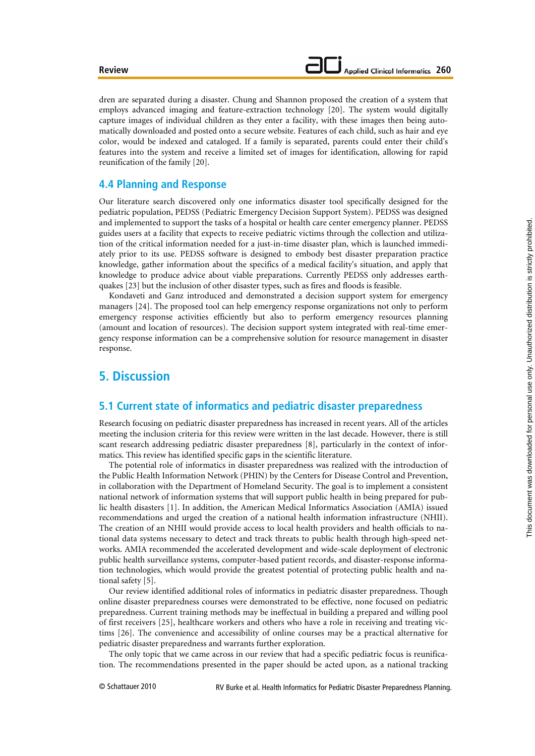dren are separated during a disaster. Chung and Shannon proposed the creation of a system that employs advanced imaging and feature-extraction technology [20]. The system would digitally capture images of individual children as they enter a facility, with these images then being automatically downloaded and posted onto a secure website. Features of each child, such as hair and eye color, would be indexed and cataloged. If a family is separated, parents could enter their child's features into the system and receive a limited set of images for identification, allowing for rapid reunification of the family [20].

### 4.4 Planning and Response

Our literature search discovered only one informatics disaster tool specifically designed for the pediatric population, PEDSS (Pediatric Emergency Decision Support System). PEDSS was designed and implemented to support the tasks of a hospital or health care center emergency planner. PEDSS guides users at a facility that expects to receive pediatric victims through the collection and utilization of the critical information needed for a just-in-time disaster plan, which is launched immediately prior to its use. PEDSS software is designed to embody best disaster preparation practice knowledge, gather information about the specifics of a medical facility's situation, and apply that knowledge to produce advice about viable preparations. Currently PEDSS only addresses earthquakes [23] but the inclusion of other disaster types, such as fires and floods is feasible.

Kondaveti and Ganz introduced and demonstrated a decision support system for emergency managers [24]. The proposed tool can help emergency response organizations not only to perform emergency response activities efficiently but also to perform emergency resources planning (amount and location of resources). The decision support system integrated with real-time emergency response information can be a comprehensive solution for resource management in disaster response.

## 5. Discussion

### 5.1 Current state of informatics and pediatric disaster preparedness

Research focusing on pediatric disaster preparedness has increased in recent years. All of the articles meeting the inclusion criteria for this review were written in the last decade. However, there is still scant research addressing pediatric disaster preparedness [8], particularly in the context of informatics. This review has identified specific gaps in the scientific literature.

The potential role of informatics in disaster preparedness was realized with the introduction of the Public Health Information Network (PHIN) by the Centers for Disease Control and Prevention, in collaboration with the Department of Homeland Security. The goal is to implement a consistent national network of information systems that will support public health in being prepared for public health disasters [1]. In addition, the American Medical Informatics Association (AMIA) issued recommendations and urged the creation of a national health information infrastructure (NHII). The creation of an NHII would provide access to local health providers and health officials to national data systems necessary to detect and track threats to public health through high-speed networks. AMIA recommended the accelerated development and wide-scale deployment of electronic public health surveillance systems, computer-based patient records, and disaster-response information technologies, which would provide the greatest potential of protecting public health and national safety [5].

Our review identified additional roles of informatics in pediatric disaster preparedness. Though online disaster preparedness courses were demonstrated to be effective, none focused on pediatric preparedness. Current training methods may be ineffectual in building a prepared and willing pool of first receivers [25], healthcare workers and others who have a role in receiving and treating victims [26]. The convenience and accessibility of online courses may be a practical alternative for pediatric disaster preparedness and warrants further exploration.

The only topic that we came across in our review that had a specific pediatric focus is reunification. The recommendations presented in the paper should be acted upon, as a national tracking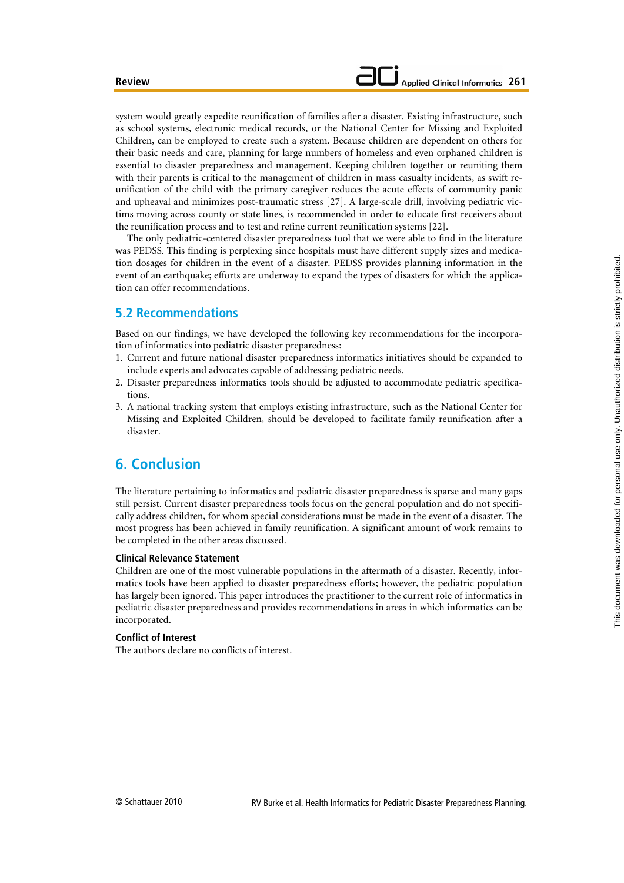system would greatly expedite reunification of families after a disaster. Existing infrastructure, such as school systems, electronic medical records, or the National Center for Missing and Exploited Children, can be employed to create such a system. Because children are dependent on others for their basic needs and care, planning for large numbers of homeless and even orphaned children is essential to disaster preparedness and management. Keeping children together or reuniting them with their parents is critical to the management of children in mass casualty incidents, as swift reunification of the child with the primary caregiver reduces the acute effects of community panic and upheaval and minimizes post-traumatic stress [27]. A large-scale drill, involving pediatric victims moving across county or state lines, is recommended in order to educate first receivers about the reunification process and to test and refine current reunification systems [22].

The only pediatric-centered disaster preparedness tool that we were able to find in the literature was PEDSS. This finding is perplexing since hospitals must have different supply sizes and medication dosages for children in the event of a disaster. PEDSS provides planning information in the event of an earthquake; efforts are underway to expand the types of disasters for which the application can offer recommendations.

### 5.2 Recommendations

Based on our findings, we have developed the following key recommendations for the incorporation of informatics into pediatric disaster preparedness:

1. Current and future national disaster preparedness informatics initiatives should be expanded to include experts and advocates capable of addressing pediatric needs.
2. Disaster preparedness informatics tools should be adjusted to accommodate pediatric specifications.
3. A national tracking system that employs existing infrastructure, such as the National Center for Missing and Exploited Children, should be developed to facilitate family reunification after a disaster.

## 6. Conclusion

The literature pertaining to informatics and pediatric disaster preparedness is sparse and many gaps still persist. Current disaster preparedness tools focus on the general population and do not specifically address children, for whom special considerations must be made in the event of a disaster. The most progress has been achieved in family reunification. A significant amount of work remains to be completed in the other areas discussed.

#### Clinical Relevance Statement

Children are one of the most vulnerable populations in the aftermath of a disaster. Recently, informatics tools have been applied to disaster preparedness efforts; however, the pediatric population has largely been ignored. This paper introduces the practitioner to the current role of informatics in pediatric disaster preparedness and provides recommendations in areas in which informatics can be incorporated.

#### Conflict of Interest

The authors declare no conflicts of interest.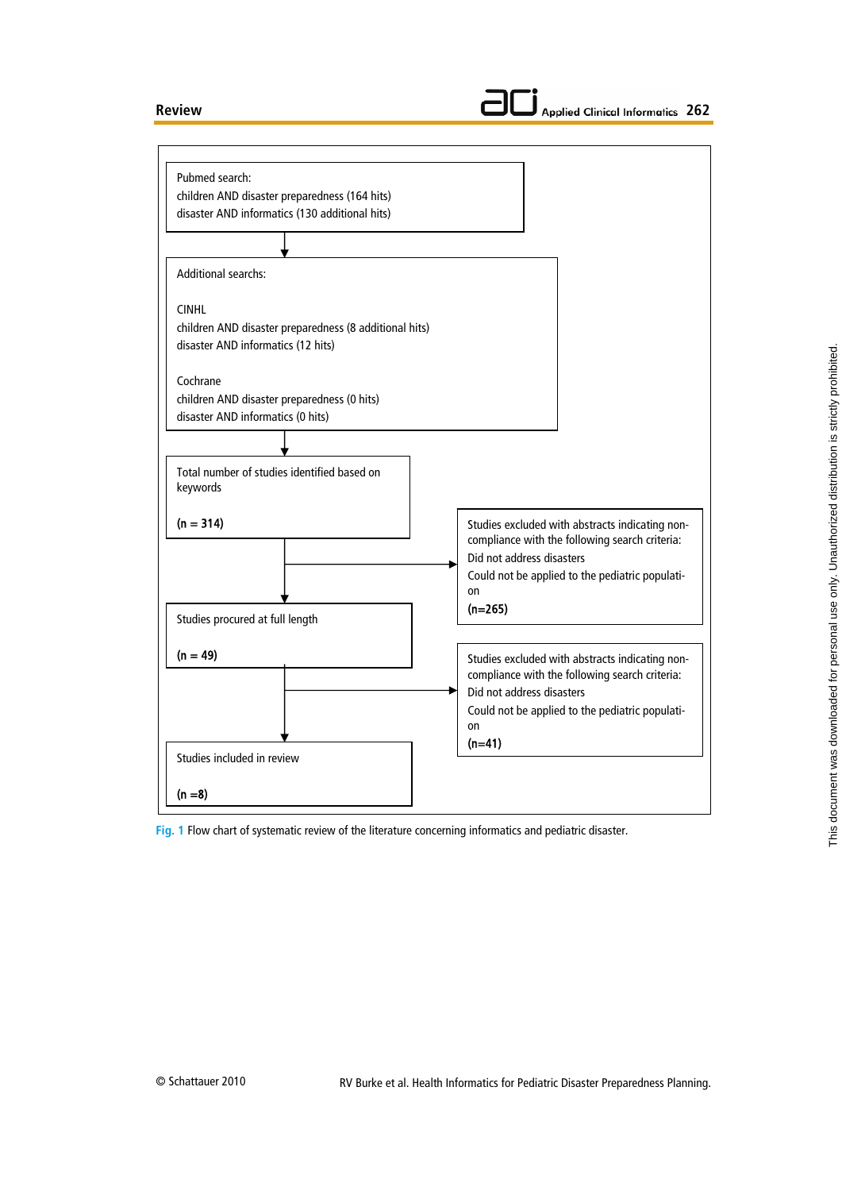Pubmed search:
children AND disaster preparedness (164 hits)
disaster AND informatics (130 additional hits)

↓

Additional searchs:

CINHL
children AND disaster preparedness (8 additional hits)
disaster AND informatics (12 hits)

Cochrane
children AND disaster preparedness (0 hits)
disaster AND informatics (0 hits)

↓

Total number of studies identified based on keywords

(n = 314)

→ Studies excluded with abstracts indicating non-compliance with the following search criteria:
Did not address disasters
Could not be applied to the pediatric population
(n=265)

↓

Studies procured at full length

(n = 49)

→ Studies excluded with abstracts indicating non-compliance with the following search criteria:
Did not address disasters
Could not be applied to the pediatric population
(n=41)

↓

Studies included in review

(n =8)

Fig. 1 Flow chart of systematic review of the literature concerning informatics and pediatric disaster.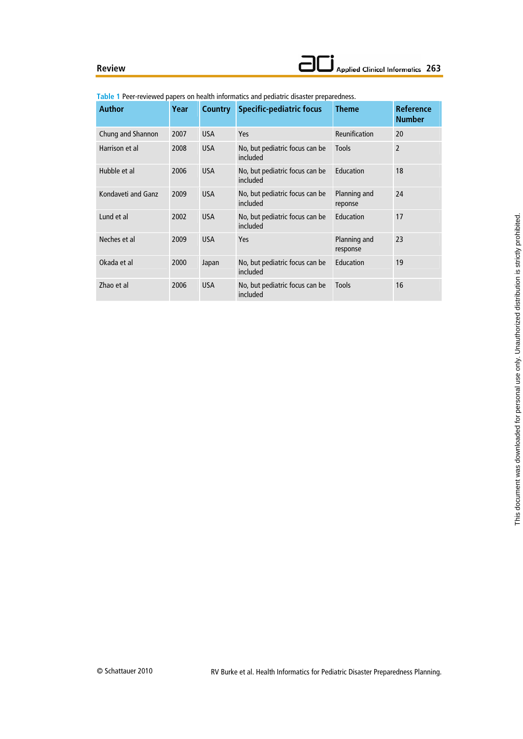Table 1 Peer-reviewed papers on health informatics and pediatric disaster preparedness.

| Author | Year | Country | Specific-pediatric focus | Theme | Reference Number |
|---|---|---|---|---|---|
| Chung and Shannon | 2007 | USA | Yes | Reunification | 20 |
| Harrison et al | 2008 | USA | No, but pediatric focus can be included | Tools | 2 |
| Hubble et al | 2006 | USA | No, but pediatric focus can be included | Education | 18 |
| Kondaveti and Ganz | 2009 | USA | No, but pediatric focus can be included | Planning and reponse | 24 |
| Lund et al | 2002 | USA | No, but pediatric focus can be included | Education | 17 |
| Neches et al | 2009 | USA | Yes | Planning and response | 23 |
| Okada et al | 2000 | Japan | No, but pediatric focus can be included | Education | 19 |
| Zhao et al | 2006 | USA | No, but pediatric focus can be included | Tools | 16 |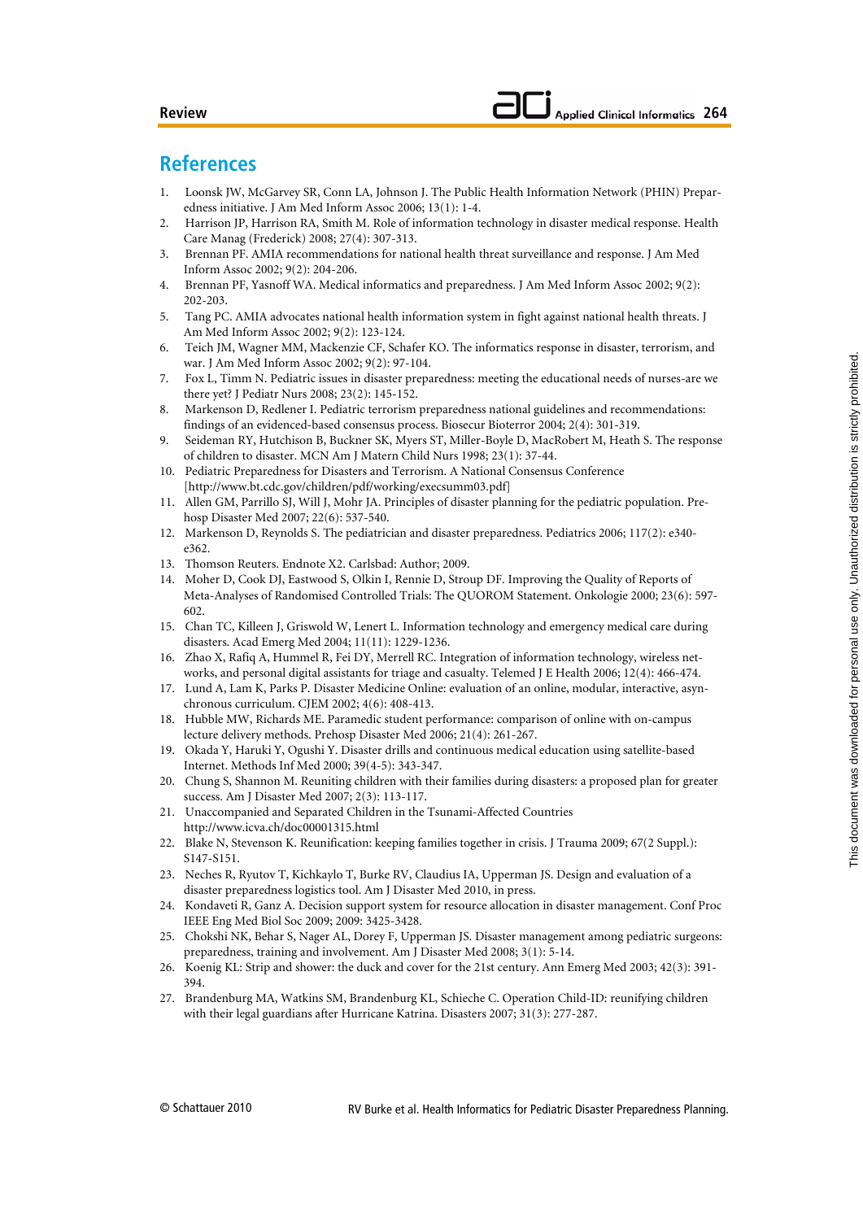## References

1. Loonsk JW, McGarvey SR, Conn LA, Johnson J. The Public Health Information Network (PHIN) Preparedness initiative. J Am Med Inform Assoc 2006; 13(1): 1-4.
2. Harrison JP, Harrison RA, Smith M. Role of information technology in disaster medical response. Health Care Manag (Frederick) 2008; 27(4): 307-313.
3. Brennan PF. AMIA recommendations for national health threat surveillance and response. J Am Med Inform Assoc 2002; 9(2): 204-206.
4. Brennan PF, Yasnoff WA. Medical informatics and preparedness. J Am Med Inform Assoc 2002; 9(2): 202-203.
5. Tang PC. AMIA advocates national health information system in fight against national health threats. J Am Med Inform Assoc 2002; 9(2): 123-124.
6. Teich JM, Wagner MM, Mackenzie CF, Schafer KO. The informatics response in disaster, terrorism, and war. J Am Med Inform Assoc 2002; 9(2): 97-104.
7. Fox L, Timm N. Pediatric issues in disaster preparedness: meeting the educational needs of nurses-are we there yet? J Pediatr Nurs 2008; 23(2): 145-152.
8. Markenson D, Redlener I. Pediatric terrorism preparedness national guidelines and recommendations: findings of an evidenced-based consensus process. Biosecur Bioterror 2004; 2(4): 301-319.
9. Seideman RY, Hutchison B, Buckner SK, Myers ST, Miller-Boyle D, MacRobert M, Heath S. The response of children to disaster. MCN Am J Matern Child Nurs 1998; 23(1): 37-44.
10. Pediatric Preparedness for Disasters and Terrorism. A National Consensus Conference [http://www.bt.cdc.gov/children/pdf/working/execsumm03.pdf]
11. Allen GM, Parrillo SJ, Will J, Mohr JA. Principles of disaster planning for the pediatric population. Prehosp Disaster Med 2007; 22(6): 537-540.
12. Markenson D, Reynolds S. The pediatrician and disaster preparedness. Pediatrics 2006; 117(2): e340-e362.
13. Thomson Reuters. Endnote X2. Carlsbad: Author; 2009.
14. Moher D, Cook DJ, Eastwood S, Olkin I, Rennie D, Stroup DF. Improving the Quality of Reports of Meta-Analyses of Randomised Controlled Trials: The QUOROM Statement. Onkologie 2000; 23(6): 597-602.
15. Chan TC, Killeen J, Griswold W, Lenert L. Information technology and emergency medical care during disasters. Acad Emerg Med 2004; 11(11): 1229-1236.
16. Zhao X, Rafiq A, Hummel R, Fei DY, Merrell RC. Integration of information technology, wireless networks, and personal digital assistants for triage and casualty. Telemed J E Health 2006; 12(4): 466-474.
17. Lund A, Lam K, Parks P. Disaster Medicine Online: evaluation of an online, modular, interactive, asynchronous curriculum. CJEM 2002; 4(6): 408-413.
18. Hubble MW, Richards ME. Paramedic student performance: comparison of online with on-campus lecture delivery methods. Prehosp Disaster Med 2006; 21(4): 261-267.
19. Okada Y, Haruki Y, Ogushi Y. Disaster drills and continuous medical education using satellite-based Internet. Methods Inf Med 2000; 39(4-5): 343-347.
20. Chung S, Shannon M. Reuniting children with their families during disasters: a proposed plan for greater success. Am J Disaster Med 2007; 2(3): 113-117.
21. Unaccompanied and Separated Children in the Tsunami-Affected Countries http://www.icva.ch/doc00001315.html
22. Blake N, Stevenson K. Reunification: keeping families together in crisis. J Trauma 2009; 67(2 Suppl.): S147-S151.
23. Neches R, Ryutov T, Kichkaylo T, Burke RV, Claudius IA, Upperman JS. Design and evaluation of a disaster preparedness logistics tool. Am J Disaster Med 2010, in press.
24. Kondaveti R, Ganz A. Decision support system for resource allocation in disaster management. Conf Proc IEEE Eng Med Biol Soc 2009; 2009: 3425-3428.
25. Chokshi NK, Behar S, Nager AL, Dorey F, Upperman JS. Disaster management among pediatric surgeons: preparedness, training and involvement. Am J Disaster Med 2008; 3(1): 5-14.
26. Koenig KL: Strip and shower: the duck and cover for the 21st century. Ann Emerg Med 2003; 42(3): 391-394.
27. Brandenburg MA, Watkins SM, Brandenburg KL, Schieche C. Operation Child-ID: reunifying children with their legal guardians after Hurricane Katrina. Disasters 2007; 31(3): 277-287.